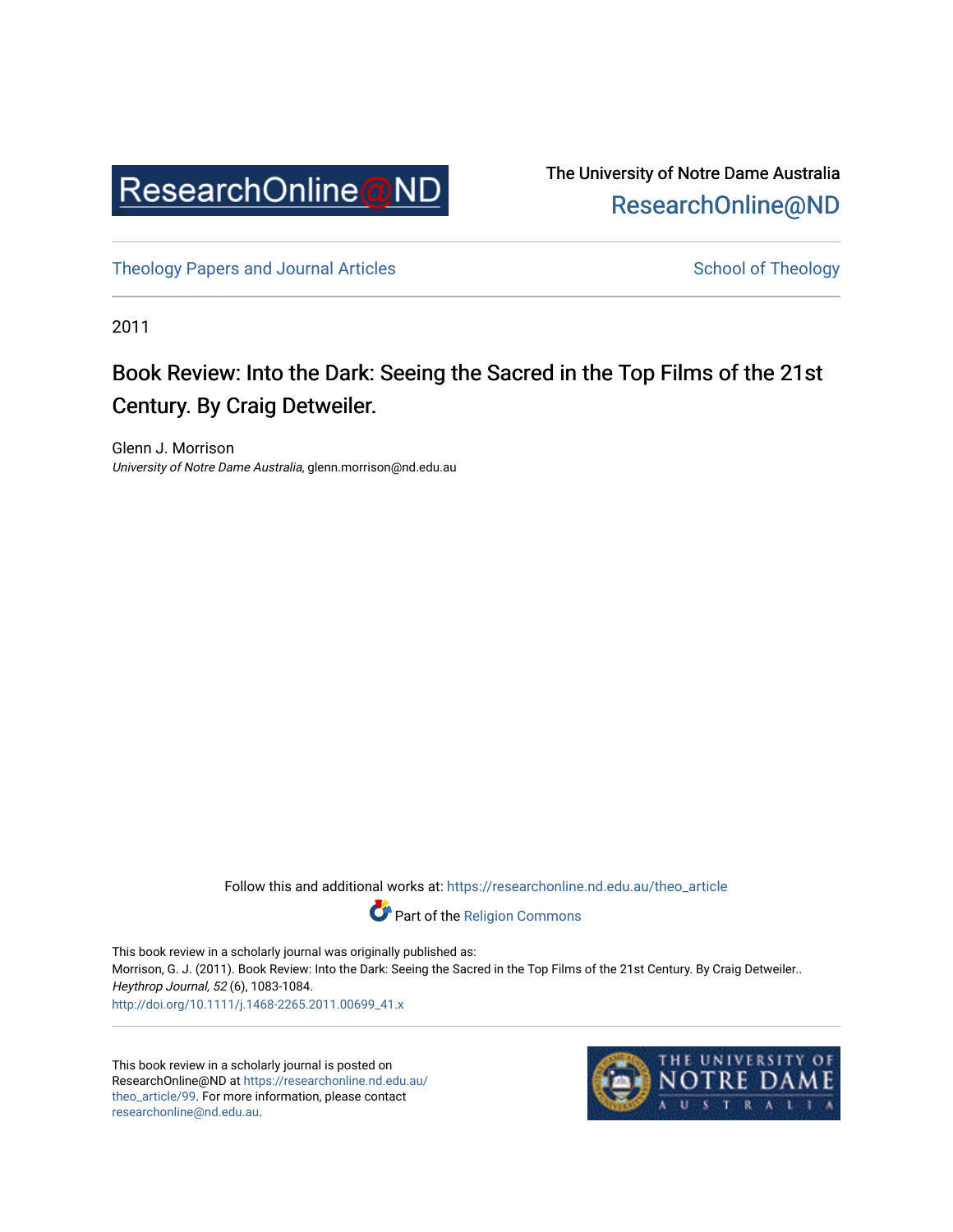The University of Notre Dame Australia
ResearchOnline@ND

Theology Papers and Journal Articles

School of Theology

2011

# Book Review: Into the Dark: Seeing the Sacred in the Top Films of the 21st Century. By Craig Detweiler.

Glenn J. Morrison
*University of Notre Dame Australia*, glenn.morrison@nd.edu.au

Follow this and additional works at: https://researchonline.nd.edu.au/theo_article

Part of the Religion Commons

This book review in a scholarly journal was originally published as:
Morrison, G. J. (2011). Book Review: Into the Dark: Seeing the Sacred in the Top Films of the 21st Century. By Craig Detweiler.. *Heythrop Journal, 52* (6), 1083-1084.
http://doi.org/10.1111/j.1468-2265.2011.00699_41.x

This book review in a scholarly journal is posted on ResearchOnline@ND at https://researchonline.nd.edu.au/theo_article/99. For more information, please contact researchonline@nd.edu.au.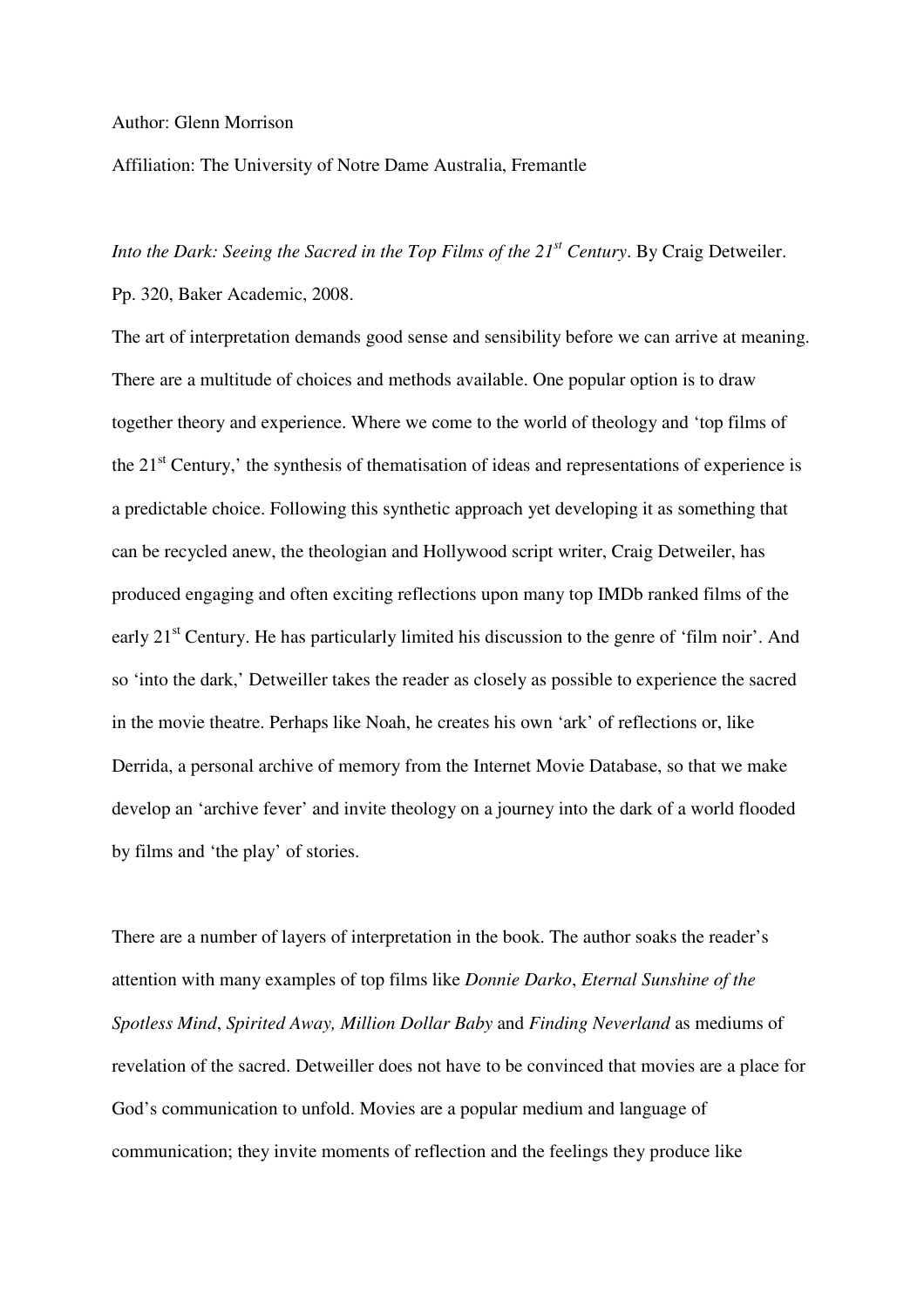Author: Glenn Morrison

Affiliation: The University of Notre Dame Australia, Fremantle

*Into the Dark: Seeing the Sacred in the Top Films of the 21st Century*. By Craig Detweiler. Pp. 320, Baker Academic, 2008.

The art of interpretation demands good sense and sensibility before we can arrive at meaning. There are a multitude of choices and methods available. One popular option is to draw together theory and experience. Where we come to the world of theology and 'top films of the 21st Century,' the synthesis of thematisation of ideas and representations of experience is a predictable choice. Following this synthetic approach yet developing it as something that can be recycled anew, the theologian and Hollywood script writer, Craig Detweiler, has produced engaging and often exciting reflections upon many top IMDb ranked films of the early 21st Century. He has particularly limited his discussion to the genre of 'film noir'. And so 'into the dark,' Detweiller takes the reader as closely as possible to experience the sacred in the movie theatre. Perhaps like Noah, he creates his own 'ark' of reflections or, like Derrida, a personal archive of memory from the Internet Movie Database, so that we make develop an 'archive fever' and invite theology on a journey into the dark of a world flooded by films and 'the play' of stories.

There are a number of layers of interpretation in the book. The author soaks the reader's attention with many examples of top films like *Donnie Darko*, *Eternal Sunshine of the Spotless Mind*, *Spirited Away, Million Dollar Baby* and *Finding Neverland* as mediums of revelation of the sacred. Detweiller does not have to be convinced that movies are a place for God's communication to unfold. Movies are a popular medium and language of communication; they invite moments of reflection and the feelings they produce like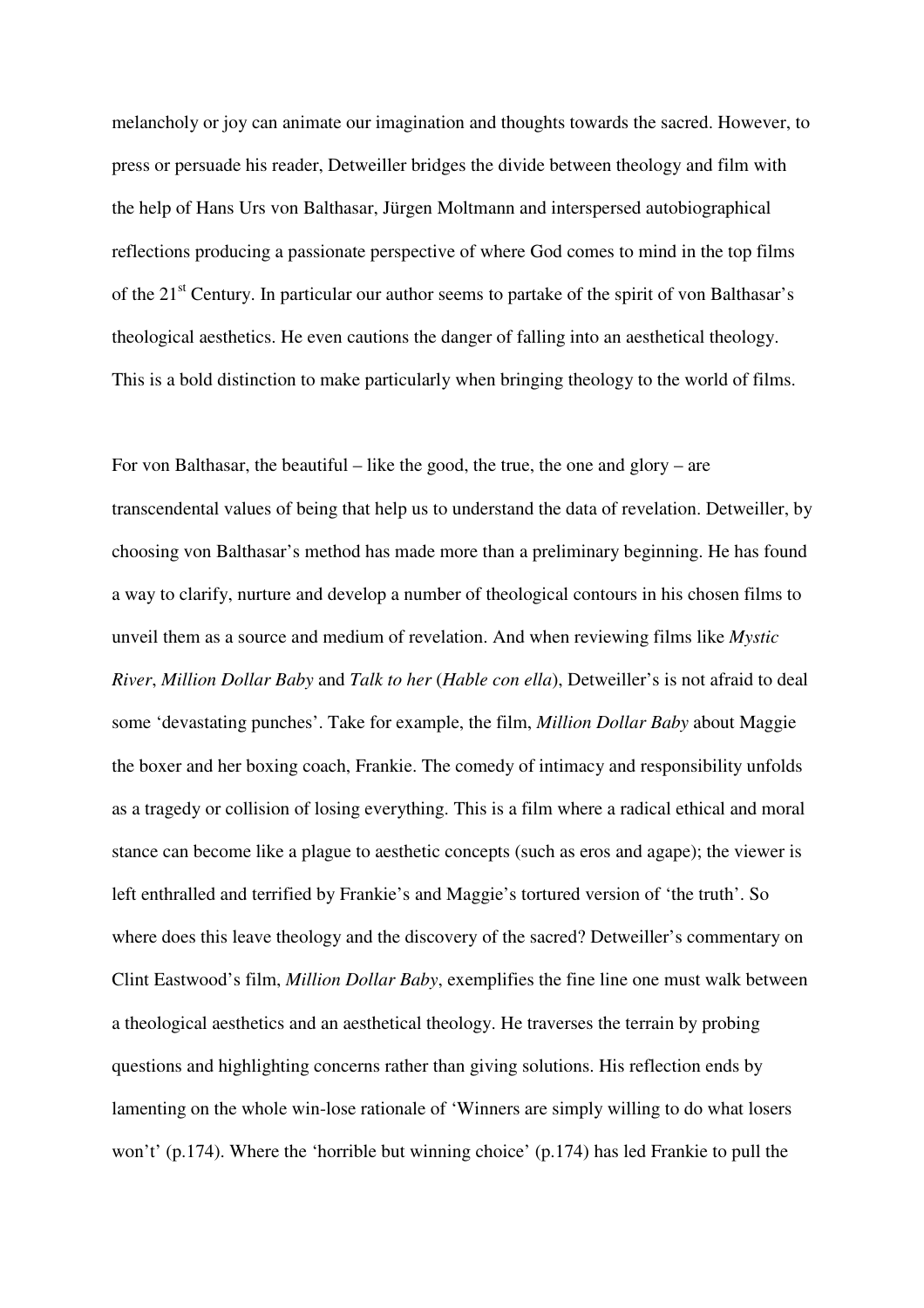melancholy or joy can animate our imagination and thoughts towards the sacred. However, to press or persuade his reader, Detweiller bridges the divide between theology and film with the help of Hans Urs von Balthasar, Jürgen Moltmann and interspersed autobiographical reflections producing a passionate perspective of where God comes to mind in the top films of the 21st Century. In particular our author seems to partake of the spirit of von Balthasar's theological aesthetics. He even cautions the danger of falling into an aesthetical theology. This is a bold distinction to make particularly when bringing theology to the world of films.

For von Balthasar, the beautiful – like the good, the true, the one and glory – are transcendental values of being that help us to understand the data of revelation. Detweiller, by choosing von Balthasar's method has made more than a preliminary beginning. He has found a way to clarify, nurture and develop a number of theological contours in his chosen films to unveil them as a source and medium of revelation. And when reviewing films like *Mystic River*, *Million Dollar Baby* and *Talk to her* (*Hable con ella*), Detweiller's is not afraid to deal some 'devastating punches'. Take for example, the film, *Million Dollar Baby* about Maggie the boxer and her boxing coach, Frankie. The comedy of intimacy and responsibility unfolds as a tragedy or collision of losing everything. This is a film where a radical ethical and moral stance can become like a plague to aesthetic concepts (such as eros and agape); the viewer is left enthralled and terrified by Frankie's and Maggie's tortured version of 'the truth'. So where does this leave theology and the discovery of the sacred? Detweiller's commentary on Clint Eastwood's film, *Million Dollar Baby*, exemplifies the fine line one must walk between a theological aesthetics and an aesthetical theology. He traverses the terrain by probing questions and highlighting concerns rather than giving solutions. His reflection ends by lamenting on the whole win-lose rationale of 'Winners are simply willing to do what losers won't' (p.174). Where the 'horrible but winning choice' (p.174) has led Frankie to pull the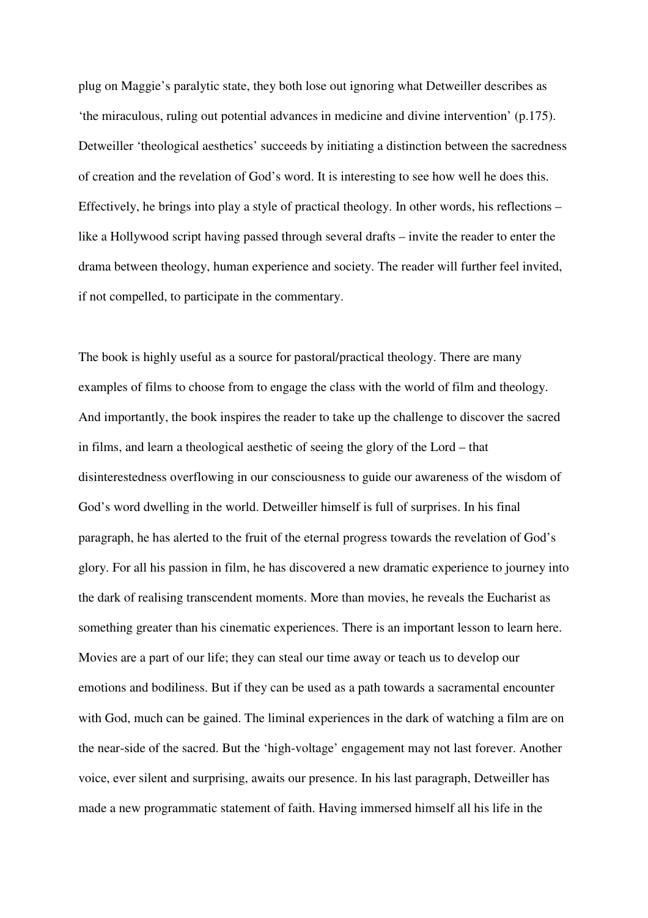plug on Maggie's paralytic state, they both lose out ignoring what Detweiller describes as 'the miraculous, ruling out potential advances in medicine and divine intervention' (p.175). Detweiller 'theological aesthetics' succeeds by initiating a distinction between the sacredness of creation and the revelation of God's word. It is interesting to see how well he does this. Effectively, he brings into play a style of practical theology. In other words, his reflections – like a Hollywood script having passed through several drafts – invite the reader to enter the drama between theology, human experience and society. The reader will further feel invited, if not compelled, to participate in the commentary.

The book is highly useful as a source for pastoral/practical theology. There are many examples of films to choose from to engage the class with the world of film and theology. And importantly, the book inspires the reader to take up the challenge to discover the sacred in films, and learn a theological aesthetic of seeing the glory of the Lord – that disinterestedness overflowing in our consciousness to guide our awareness of the wisdom of God's word dwelling in the world. Detweiller himself is full of surprises. In his final paragraph, he has alerted to the fruit of the eternal progress towards the revelation of God's glory. For all his passion in film, he has discovered a new dramatic experience to journey into the dark of realising transcendent moments. More than movies, he reveals the Eucharist as something greater than his cinematic experiences. There is an important lesson to learn here. Movies are a part of our life; they can steal our time away or teach us to develop our emotions and bodiliness. But if they can be used as a path towards a sacramental encounter with God, much can be gained. The liminal experiences in the dark of watching a film are on the near-side of the sacred. But the 'high-voltage' engagement may not last forever. Another voice, ever silent and surprising, awaits our presence. In his last paragraph, Detweiller has made a new programmatic statement of faith. Having immersed himself all his life in the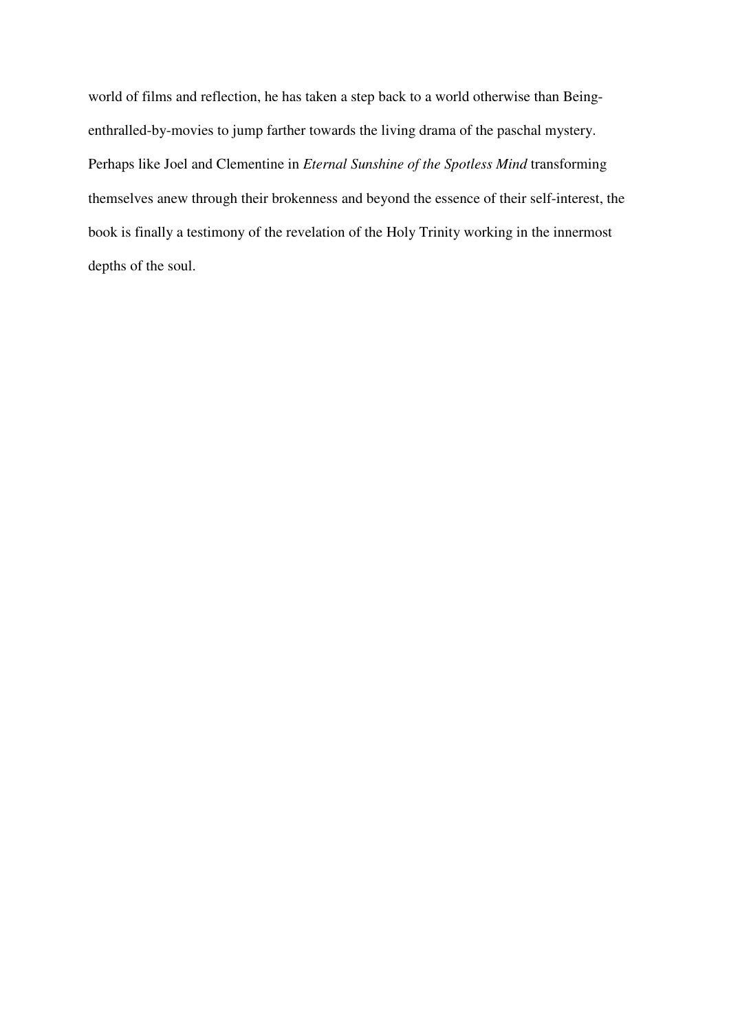world of films and reflection, he has taken a step back to a world otherwise than Being-enthralled-by-movies to jump farther towards the living drama of the paschal mystery. Perhaps like Joel and Clementine in *Eternal Sunshine of the Spotless Mind* transforming themselves anew through their brokenness and beyond the essence of their self-interest, the book is finally a testimony of the revelation of the Holy Trinity working in the innermost depths of the soul.